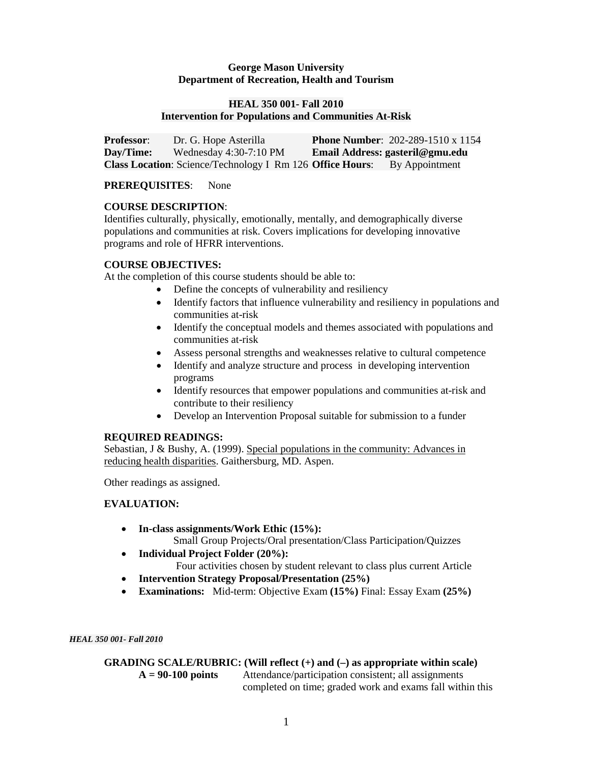**George Mason University**
**Department of Recreation, Health and Tourism**

**HEAL 350 001- Fall 2010**
**Intervention for Populations and Communities At-Risk**

| | | | |
|---|---|---|---|
| **Professor**: | Dr. G. Hope Asterilla | **Phone Number**: | 202-289-1510 x 1154 |
| **Day/Time:** | Wednesday 4:30-7:10 PM | **Email Address: gasteril@gmu.edu** | |
| **Class Location**: Science/Technology I Rm 126 | | **Office Hours**: | By Appointment |

**PREREQUISITES**: None

**COURSE DESCRIPTION**:
Identifies culturally, physically, emotionally, mentally, and demographically diverse populations and communities at risk. Covers implications for developing innovative programs and role of HFRR interventions.

**COURSE OBJECTIVES:**
At the completion of this course students should be able to:

- Define the concepts of vulnerability and resiliency
- Identify factors that influence vulnerability and resiliency in populations and communities at-risk
- Identify the conceptual models and themes associated with populations and communities at-risk
- Assess personal strengths and weaknesses relative to cultural competence
- Identify and analyze structure and process in developing intervention programs
- Identify resources that empower populations and communities at-risk and contribute to their resiliency
- Develop an Intervention Proposal suitable for submission to a funder

**REQUIRED READINGS:**
Sebastian, J & Bushy, A. (1999). Special populations in the community: Advances in reducing health disparities. Gaithersburg, MD. Aspen.

Other readings as assigned.

**EVALUATION:**

- **In-class assignments/Work Ethic (15%):**
  Small Group Projects/Oral presentation/Class Participation/Quizzes
- **Individual Project Folder (20%):**
  Four activities chosen by student relevant to class plus current Article
- **Intervention Strategy Proposal/Presentation (25%)**
- **Examinations:** Mid-term: Objective Exam **(15%)** Final: Essay Exam **(25%)**

**GRADING SCALE/RUBRIC: (Will reflect (+) and (–) as appropriate within scale)**

**A = 90-100 points** Attendance/participation consistent; all assignments completed on time; graded work and exams fall within this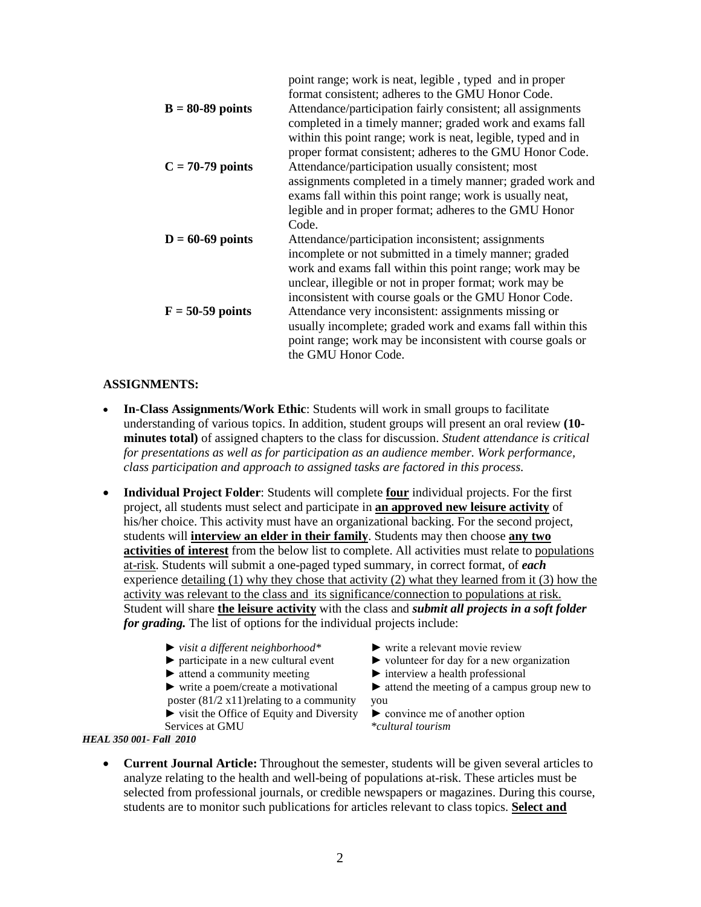| | |
|---|---|
| | point range; work is neat, legible , typed and in proper format consistent; adheres to the GMU Honor Code. |
| **B = 80-89 points** | Attendance/participation fairly consistent; all assignments completed in a timely manner; graded work and exams fall within this point range; work is neat, legible, typed and in proper format consistent; adheres to the GMU Honor Code. |
| **C = 70-79 points** | Attendance/participation usually consistent; most assignments completed in a timely manner; graded work and exams fall within this point range; work is usually neat, legible and in proper format; adheres to the GMU Honor Code. |
| **D = 60-69 points** | Attendance/participation inconsistent; assignments incomplete or not submitted in a timely manner; graded work and exams fall within this point range; work may be unclear, illegible or not in proper format; work may be inconsistent with course goals or the GMU Honor Code. |
| **F = 50-59 points** | Attendance very inconsistent: assignments missing or usually incomplete; graded work and exams fall within this point range; work may be inconsistent with course goals or the GMU Honor Code. |

**ASSIGNMENTS:**

- **In-Class Assignments/Work Ethic**: Students will work in small groups to facilitate understanding of various topics. In addition, student groups will present an oral review **(10-minutes total)** of assigned chapters to the class for discussion. *Student attendance is critical for presentations as well as for participation as an audience member. Work performance, class participation and approach to assigned tasks are factored in this process.*

- **Individual Project Folder**: Students will complete **four** individual projects. For the first project, all students must select and participate in **an approved new leisure activity** of his/her choice. This activity must have an organizational backing. For the second project, students will **interview an elder in their family**. Students may then choose **any two activities of interest** from the below list to complete. All activities must relate to populations at-risk. Students will submit a one-paged typed summary, in correct format, of ***each*** experience detailing (1) why they chose that activity (2) what they learned from it (3) how the activity was relevant to the class and its significance/connection to populations at risk. Student will share **the leisure activity** with the class and ***submit all projects in a soft folder for grading.*** The list of options for the individual projects include:

  - ► *visit a different neighborhood**
  - ► participate in a new cultural event
  - ► attend a community meeting
  - ► write a poem/create a motivational poster (81/2 x11)relating to a community
  - ► visit the Office of Equity and Diversity Services at GMU
  - ► write a relevant movie review
  - ► volunteer for day for a new organization
  - ► interview a health professional
  - ► attend the meeting of a campus group new to you
  - ► convince me of another option

  *\*cultural tourism*

- **Current Journal Article:** Throughout the semester, students will be given several articles to analyze relating to the health and well-being of populations at-risk. These articles must be selected from professional journals, or credible newspapers or magazines. During this course, students are to monitor such publications for articles relevant to class topics. **Select and**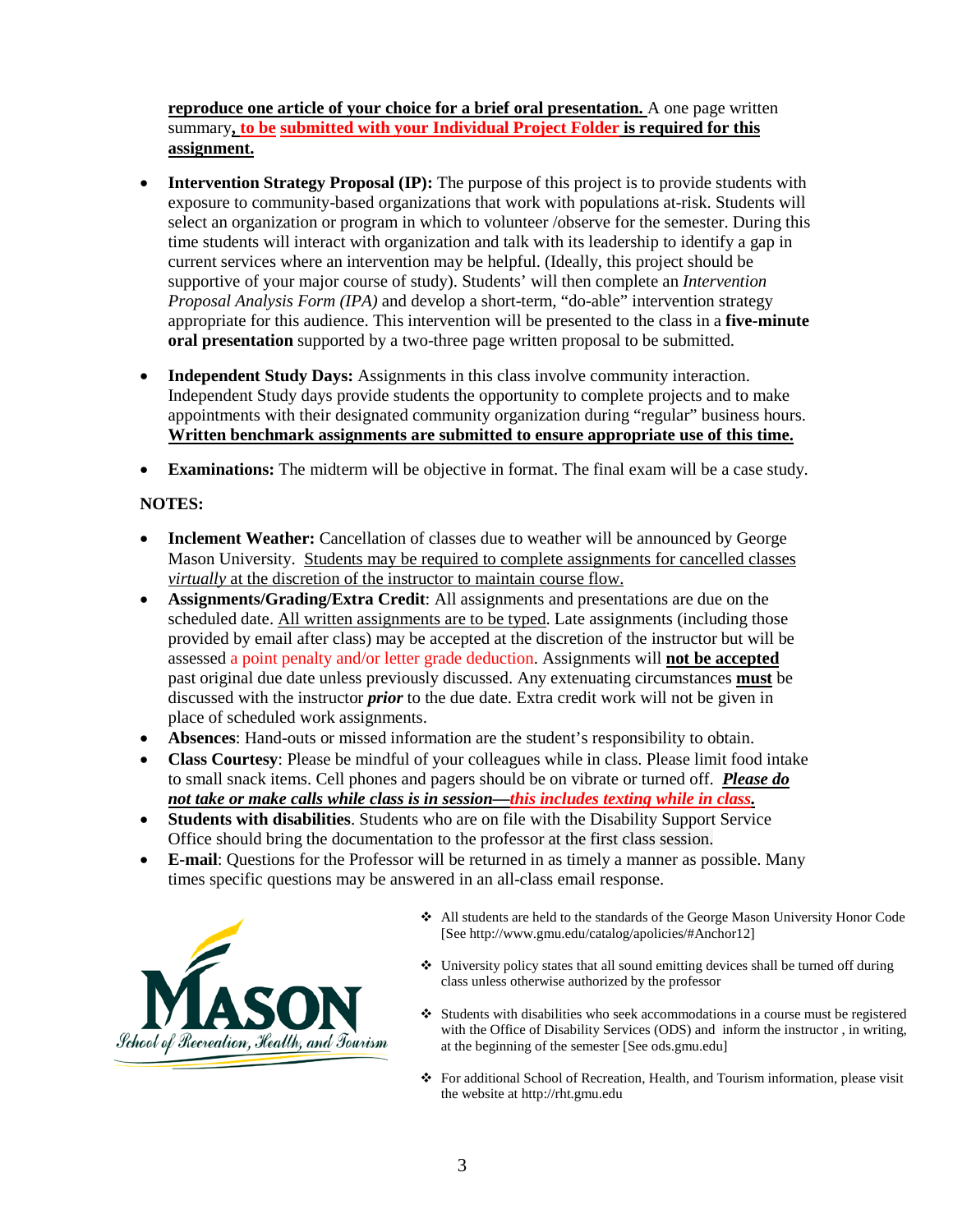**reproduce one article of your choice for a brief oral presentation.** A one page written summary**, to be submitted with your Individual Project Folder is required for this assignment.**

- **Intervention Strategy Proposal (IP):** The purpose of this project is to provide students with exposure to community-based organizations that work with populations at-risk. Students will select an organization or program in which to volunteer /observe for the semester. During this time students will interact with organization and talk with its leadership to identify a gap in current services where an intervention may be helpful. (Ideally, this project should be supportive of your major course of study). Students' will then complete an *Intervention Proposal Analysis Form (IPA)* and develop a short-term, "do-able" intervention strategy appropriate for this audience. This intervention will be presented to the class in a **five-minute oral presentation** supported by a two-three page written proposal to be submitted.

- **Independent Study Days:** Assignments in this class involve community interaction. Independent Study days provide students the opportunity to complete projects and to make appointments with their designated community organization during "regular" business hours. **Written benchmark assignments are submitted to ensure appropriate use of this time.**

- **Examinations:** The midterm will be objective in format. The final exam will be a case study.

**NOTES:**

- **Inclement Weather:** Cancellation of classes due to weather will be announced by George Mason University. Students may be required to complete assignments for cancelled classes *virtually* at the discretion of the instructor to maintain course flow.
- **Assignments/Grading/Extra Credit**: All assignments and presentations are due on the scheduled date. All written assignments are to be typed. Late assignments (including those provided by email after class) may be accepted at the discretion of the instructor but will be assessed a point penalty and/or letter grade deduction. Assignments will **not be accepted** past original due date unless previously discussed. Any extenuating circumstances **must** be discussed with the instructor ***prior*** to the due date. Extra credit work will not be given in place of scheduled work assignments.
- **Absences**: Hand-outs or missed information are the student's responsibility to obtain.
- **Class Courtesy**: Please be mindful of your colleagues while in class. Please limit food intake to small snack items. Cell phones and pagers should be on vibrate or turned off. ***Please do not take or make calls while class is in session—this includes texting while in class.***
- **Students with disabilities**. Students who are on file with the Disability Support Service Office should bring the documentation to the professor at the first class session.
- **E-mail**: Questions for the Professor will be returned in as timely a manner as possible. Many times specific questions may be answered in an all-class email response.

MASON School of Recreation, Health, and Tourism

- All students are held to the standards of the George Mason University Honor Code [See http://www.gmu.edu/catalog/apolicies/#Anchor12]
- University policy states that all sound emitting devices shall be turned off during class unless otherwise authorized by the professor
- Students with disabilities who seek accommodations in a course must be registered with the Office of Disability Services (ODS) and inform the instructor , in writing, at the beginning of the semester [See ods.gmu.edu]
- For additional School of Recreation, Health, and Tourism information, please visit the website at http://rht.gmu.edu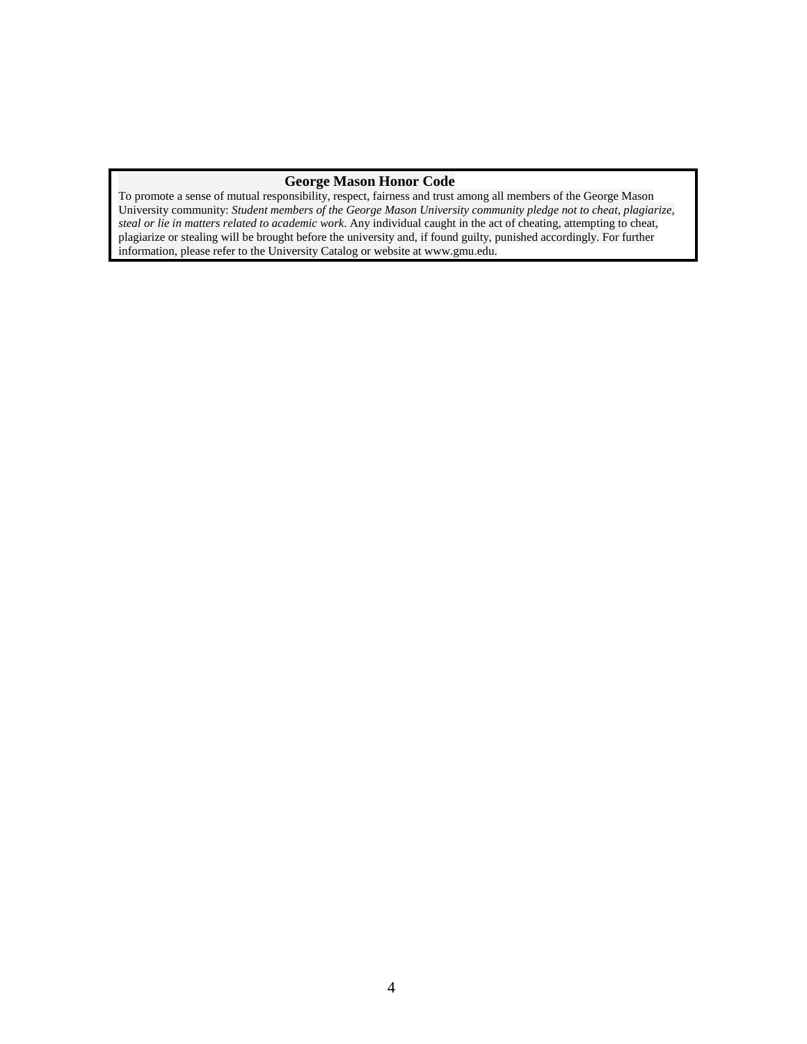**George Mason Honor Code**

To promote a sense of mutual responsibility, respect, fairness and trust among all members of the George Mason University community: *Student members of the George Mason University community pledge not to cheat, plagiarize, steal or lie in matters related to academic work.* Any individual caught in the act of cheating, attempting to cheat, plagiarize or stealing will be brought before the university and, if found guilty, punished accordingly. For further information, please refer to the University Catalog or website at www.gmu.edu.